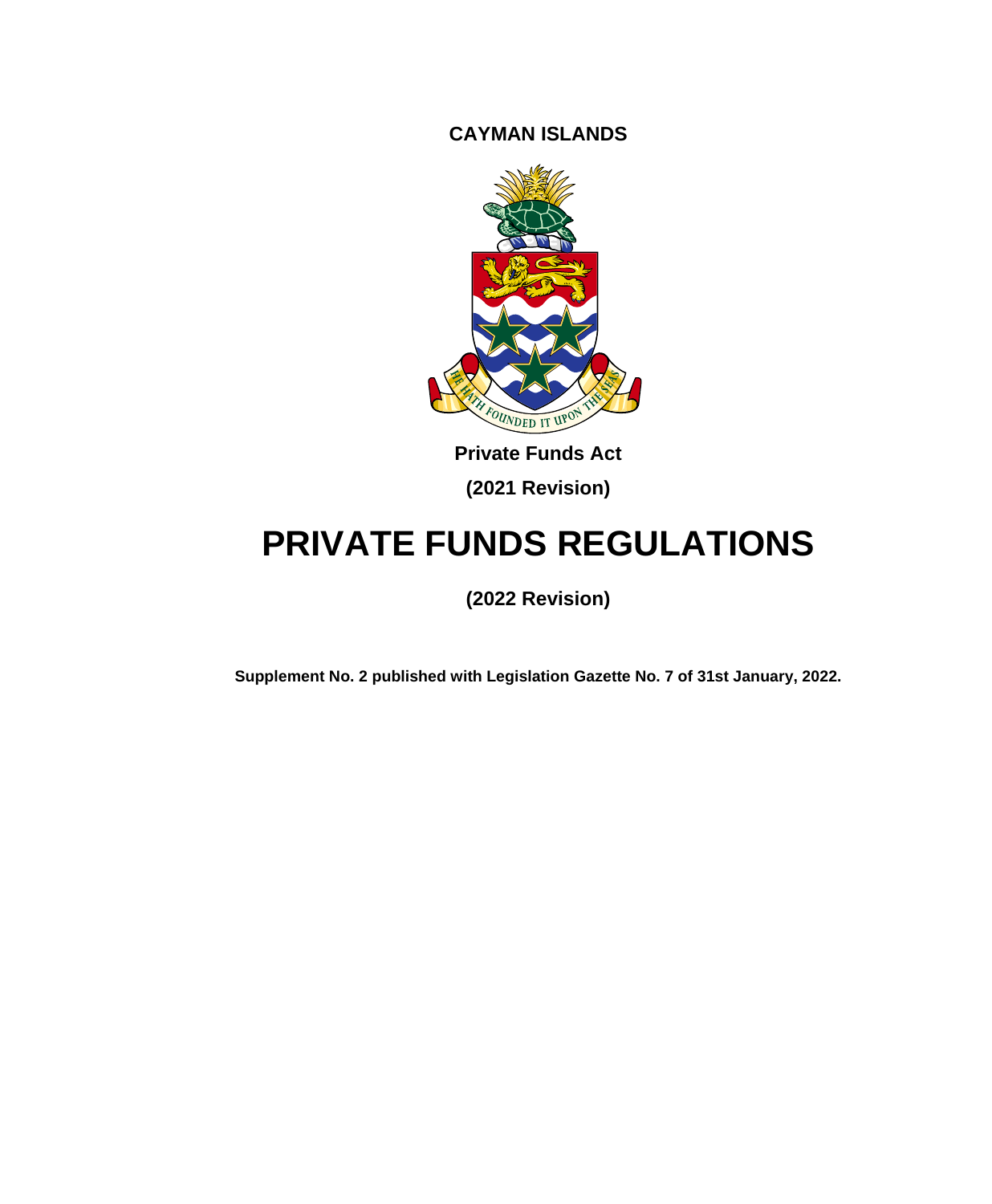**CAYMAN ISLANDS**

**Private Funds Act**

**(2021 Revision)**

# PRIVATE FUNDS REGULATIONS

**(2022 Revision)**

**Supplement No. 2 published with Legislation Gazette No. 7 of 31st January, 2022.**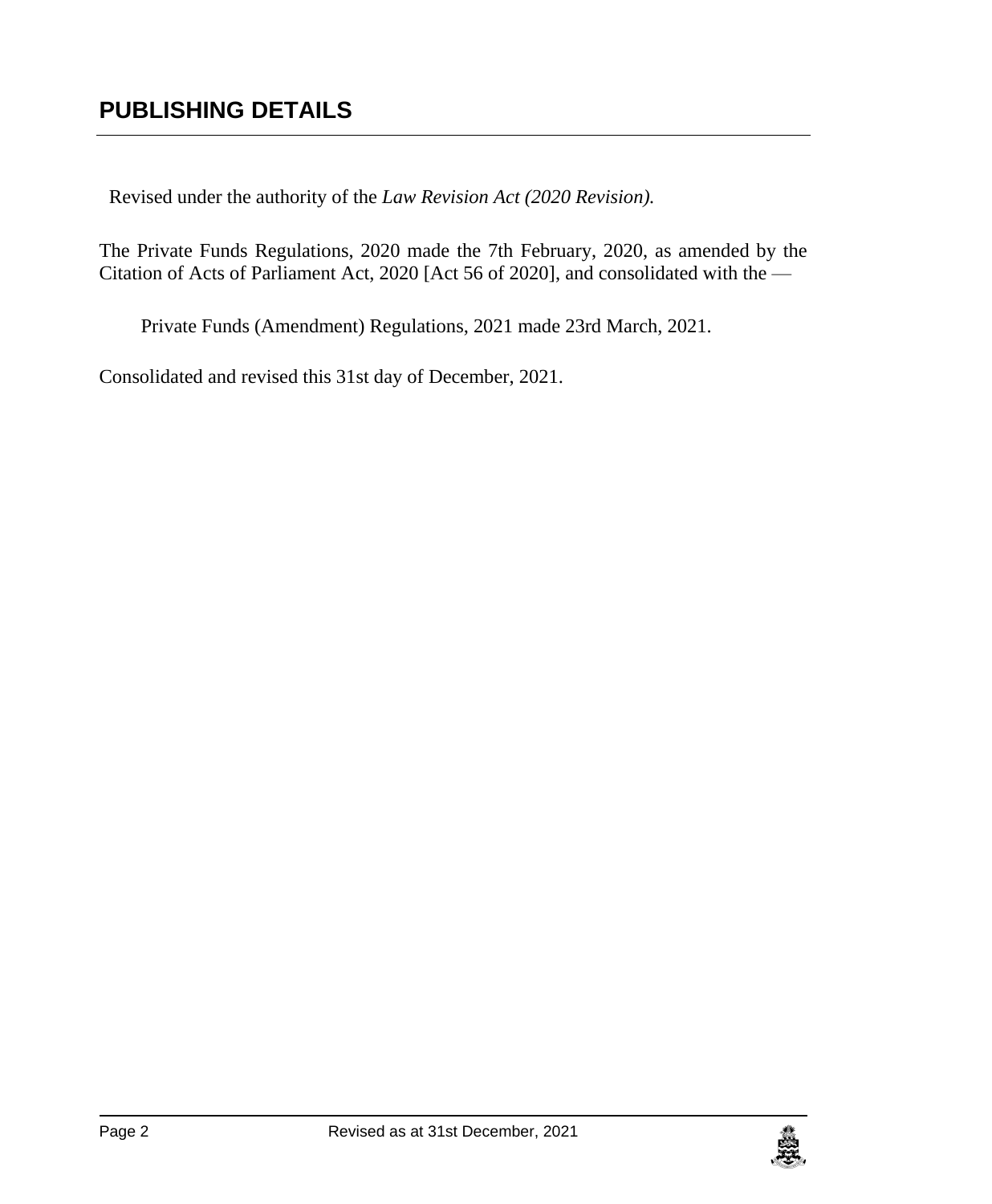# PUBLISHING DETAILS

Revised under the authority of the *Law Revision Act (2020 Revision).*

The Private Funds Regulations, 2020 made the 7th February, 2020, as amended by the Citation of Acts of Parliament Act, 2020 [Act 56 of 2020], and consolidated with the —

Private Funds (Amendment) Regulations, 2021 made 23rd March, 2021.

Consolidated and revised this 31st day of December, 2021.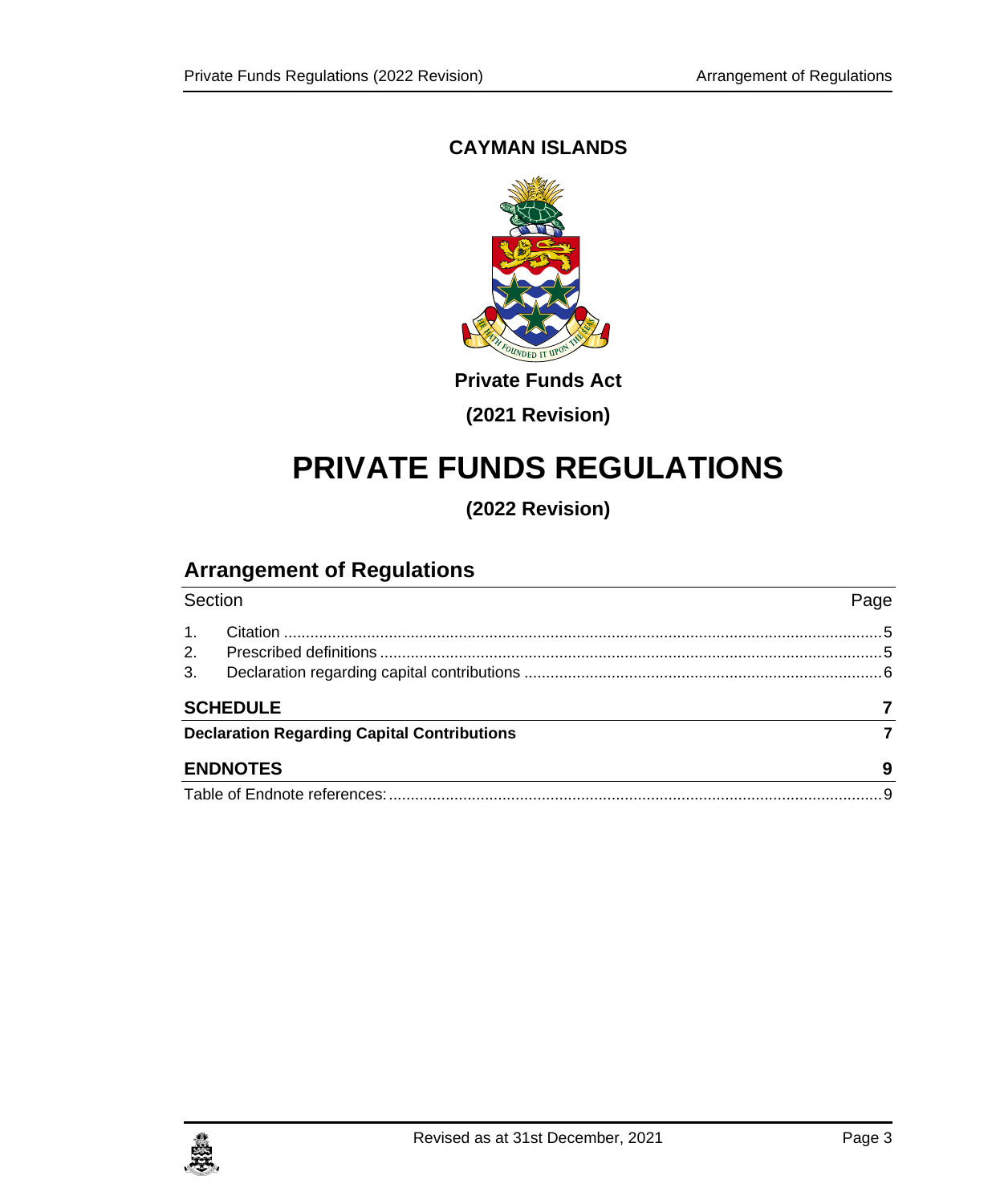**CAYMAN ISLANDS**

**Private Funds Act**

**(2021 Revision)**

# PRIVATE FUNDS REGULATIONS

**(2022 Revision)**

## Arrangement of Regulations

| Section | | Page |
|---|---|---|
| 1. | Citation | 5 |
| 2. | Prescribed definitions | 5 |
| 3. | Declaration regarding capital contributions | 6 |
| **SCHEDULE** | | **7** |
| **Declaration Regarding Capital Contributions** | | **7** |
| **ENDNOTES** | | **9** |
| Table of Endnote references: | | 9 |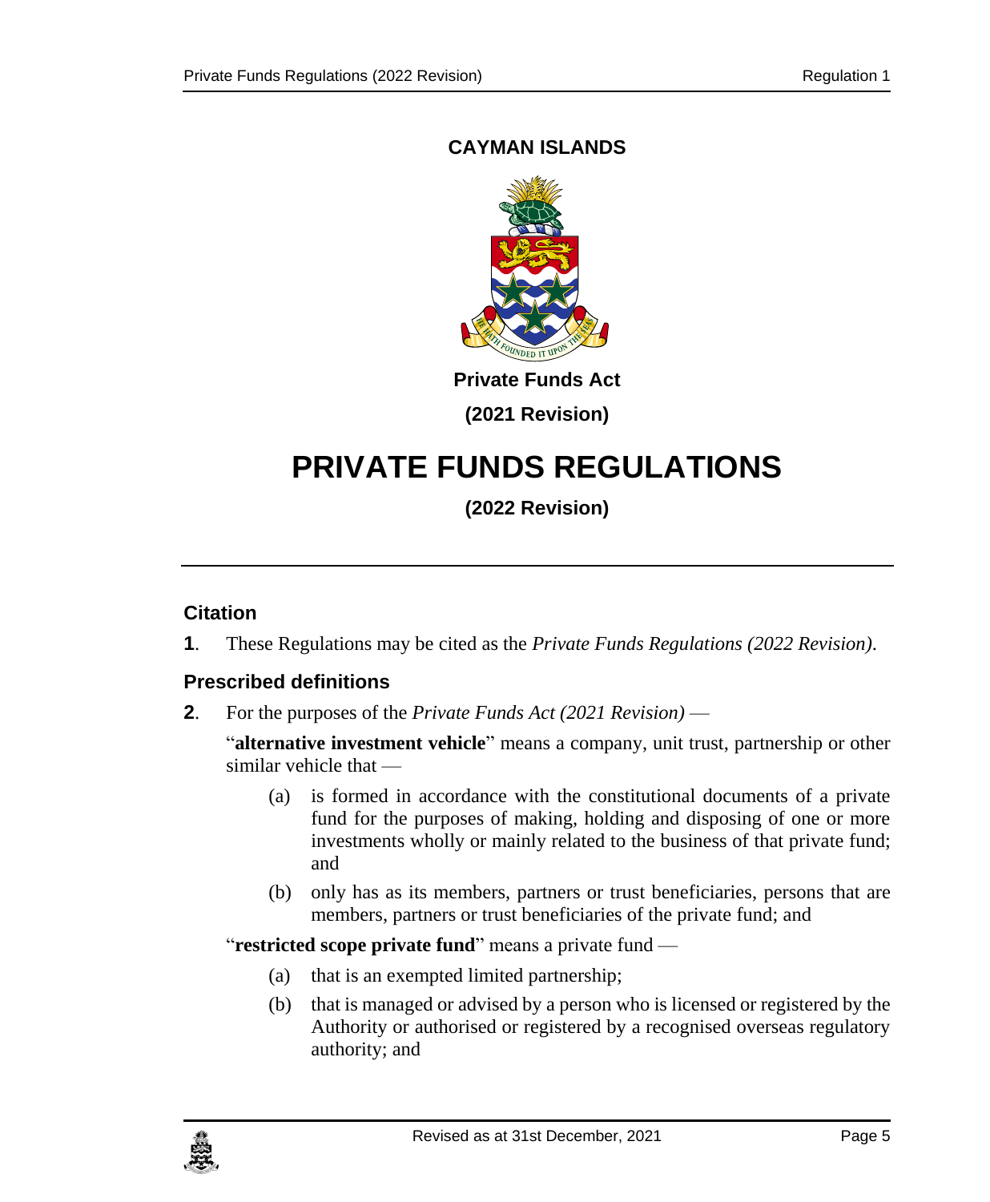**CAYMAN ISLANDS**

**Private Funds Act**

**(2021 Revision)**

# PRIVATE FUNDS REGULATIONS

**(2022 Revision)**

## Citation

**1**. These Regulations may be cited as the *Private Funds Regulations (2022 Revision)*.

## Prescribed definitions

**2**. For the purposes of the *Private Funds Act (2021 Revision)* —

"**alternative investment vehicle**" means a company, unit trust, partnership or other similar vehicle that —

(a) is formed in accordance with the constitutional documents of a private fund for the purposes of making, holding and disposing of one or more investments wholly or mainly related to the business of that private fund; and

(b) only has as its members, partners or trust beneficiaries, persons that are members, partners or trust beneficiaries of the private fund; and

"**restricted scope private fund**" means a private fund —

(a) that is an exempted limited partnership;

(b) that is managed or advised by a person who is licensed or registered by the Authority or authorised or registered by a recognised overseas regulatory authority; and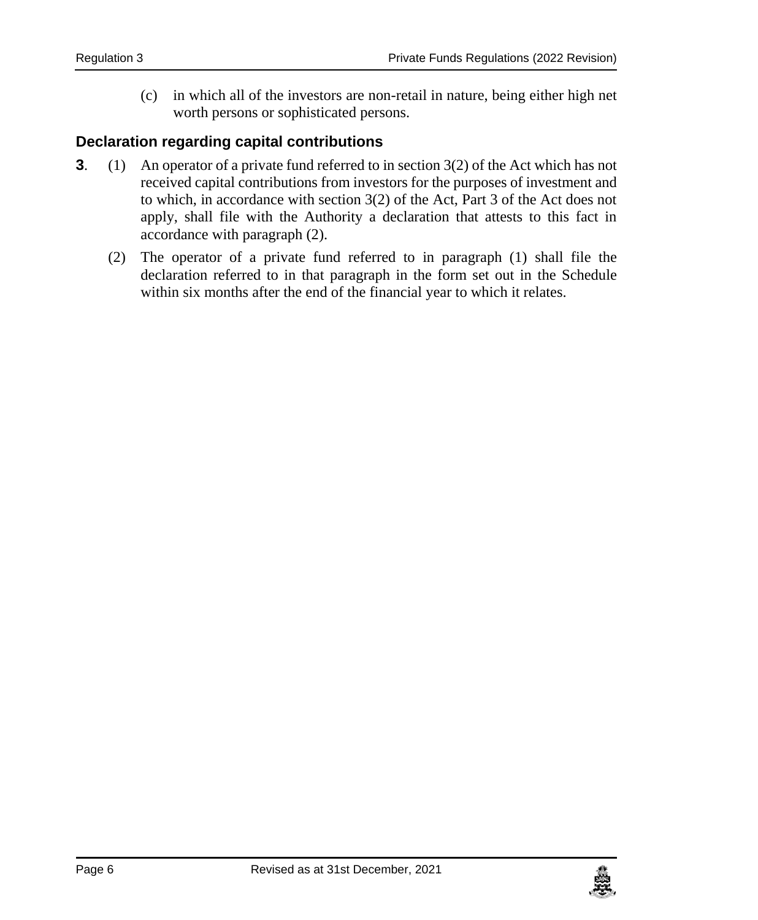(c) in which all of the investors are non-retail in nature, being either high net worth persons or sophisticated persons.

### Declaration regarding capital contributions

**3**. (1) An operator of a private fund referred to in section 3(2) of the Act which has not received capital contributions from investors for the purposes of investment and to which, in accordance with section 3(2) of the Act, Part 3 of the Act does not apply, shall file with the Authority a declaration that attests to this fact in accordance with paragraph (2).

(2) The operator of a private fund referred to in paragraph (1) shall file the declaration referred to in that paragraph in the form set out in the Schedule within six months after the end of the financial year to which it relates.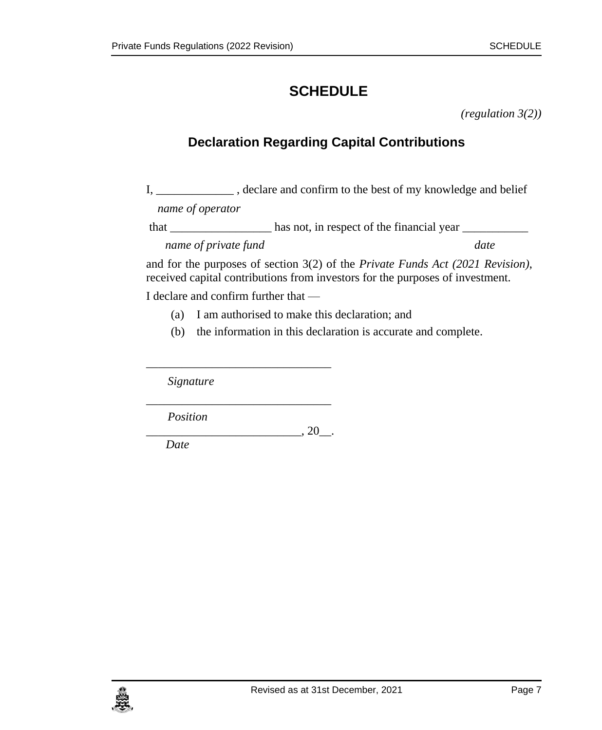# SCHEDULE

*(regulation 3(2))*

## Declaration Regarding Capital Contributions

I, _____________ , declare and confirm to the best of my knowledge and belief
*name of operator*

that _________________ has not, in respect of the financial year ___________
*name of private fund* *date*

and for the purposes of section 3(2) of the *Private Funds Act (2021 Revision)*, received capital contributions from investors for the purposes of investment.

I declare and confirm further that —

(a) I am authorised to make this declaration; and

(b) the information in this declaration is accurate and complete.

_______________________________
*Signature*

_______________________________
*Position*

__________________________, 20__.
*Date*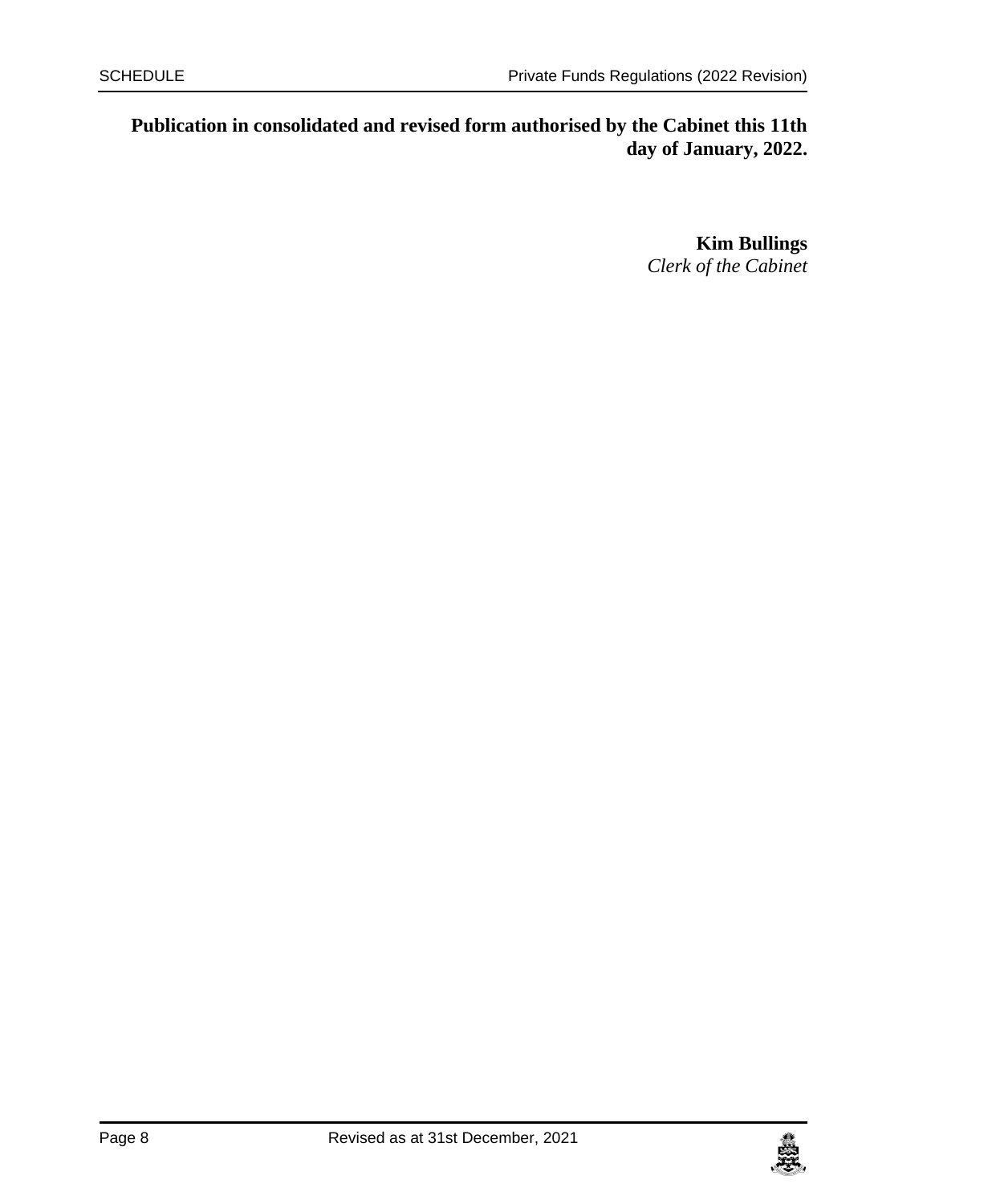**Publication in consolidated and revised form authorised by the Cabinet this 11th day of January, 2022.**

**Kim Bullings**
*Clerk of the Cabinet*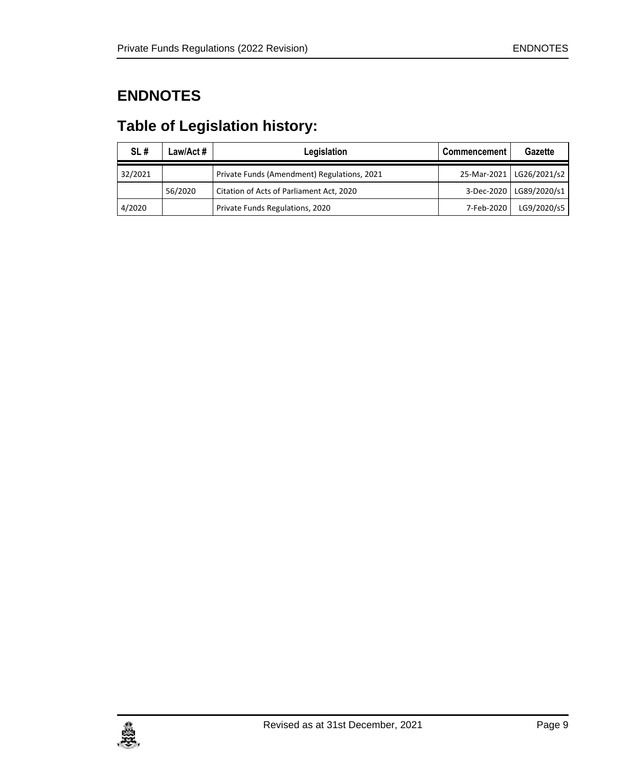# ENDNOTES

## Table of Legislation history:

| SL # | Law/Act # | Legislation | Commencement | Gazette |
|---|---|---|---|---|
| 32/2021 | | Private Funds (Amendment) Regulations, 2021 | 25-Mar-2021 | LG26/2021/s2 |
| | 56/2020 | Citation of Acts of Parliament Act, 2020 | 3-Dec-2020 | LG89/2020/s1 |
| 4/2020 | | Private Funds Regulations, 2020 | 7-Feb-2020 | LG9/2020/s5 |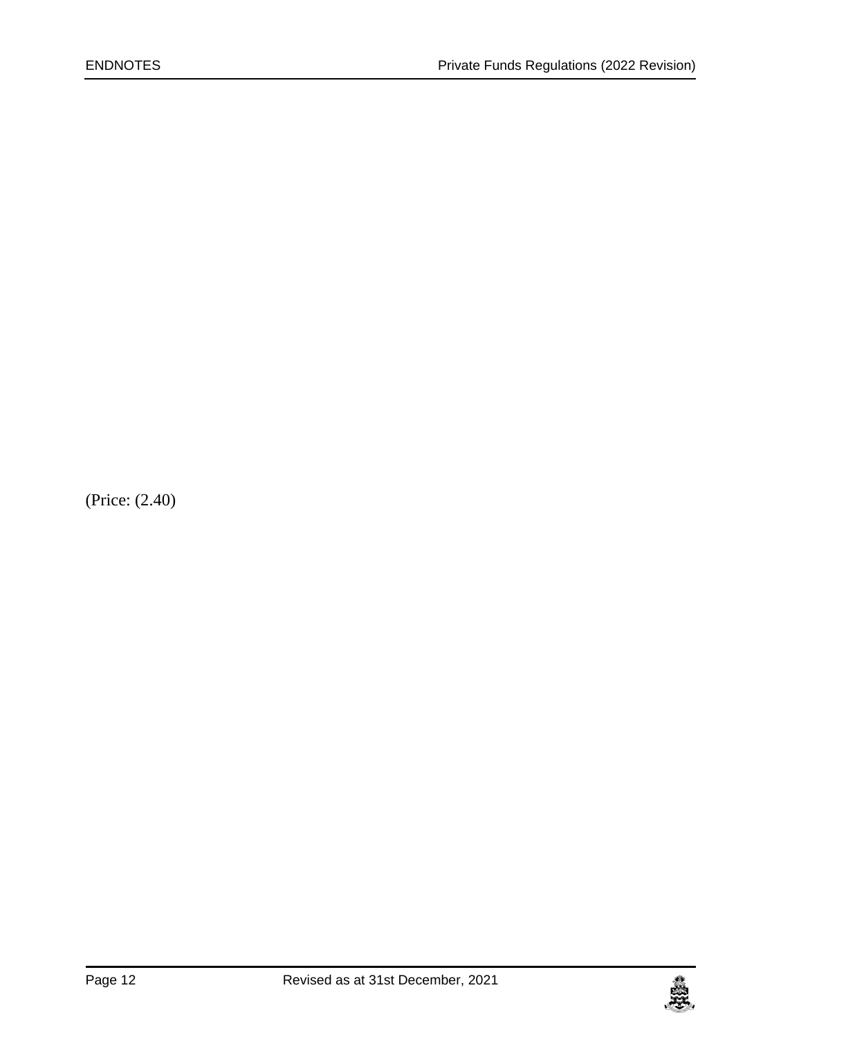(Price: (2.40)